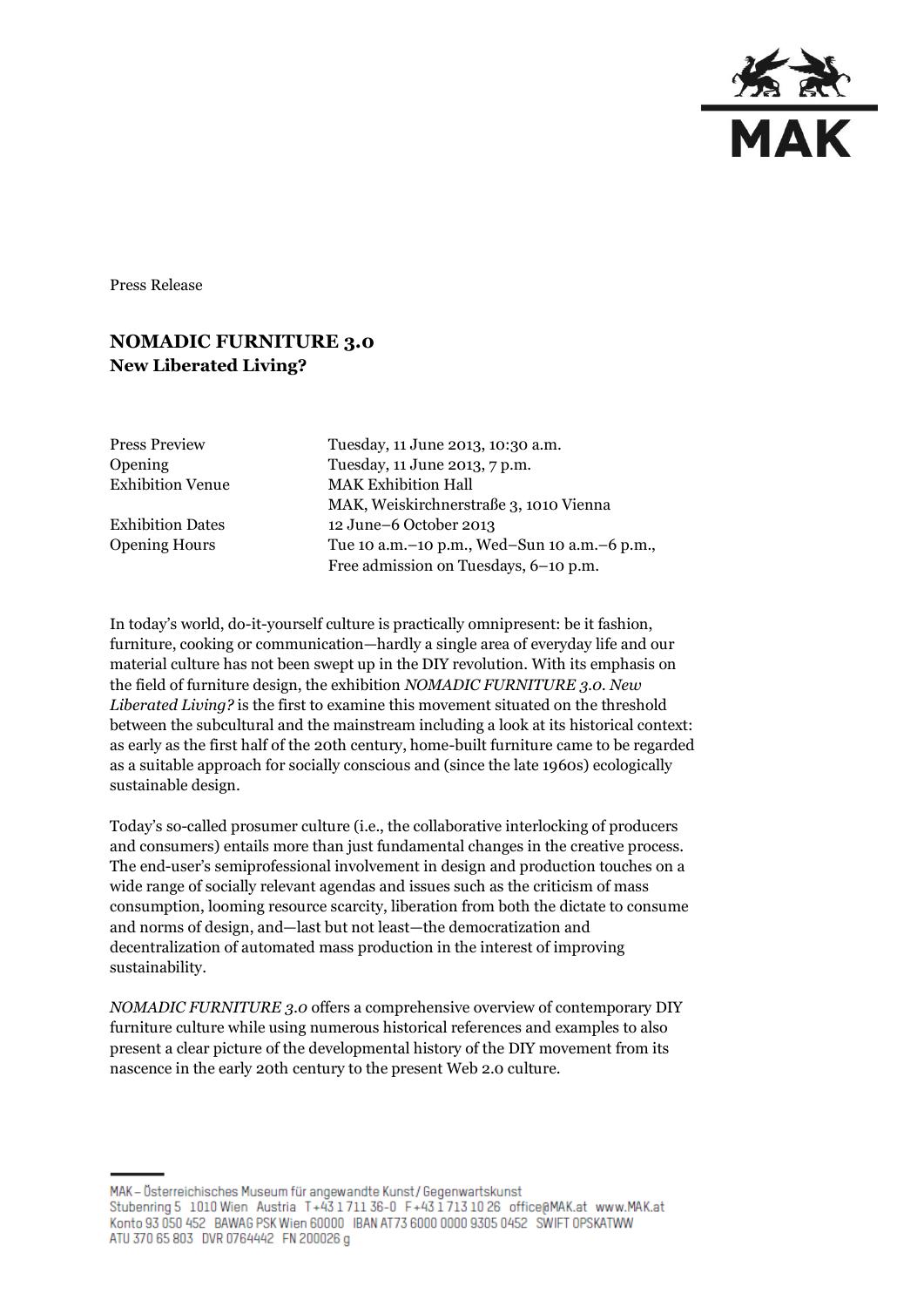Press Release

# NOMADIC FURNITURE 3.0
## New Liberated Living?

| | |
|---|---|
| Press Preview | Tuesday, 11 June 2013, 10:30 a.m. |
| Opening | Tuesday, 11 June 2013, 7 p.m. |
| Exhibition Venue | MAK Exhibition Hall<br>MAK, Weiskirchnerstraße 3, 1010 Vienna |
| Exhibition Dates | 12 June–6 October 2013 |
| Opening Hours | Tue 10 a.m.–10 p.m., Wed–Sun 10 a.m.–6 p.m.,<br>Free admission on Tuesdays, 6–10 p.m. |

In today's world, do-it-yourself culture is practically omnipresent: be it fashion, furniture, cooking or communication—hardly a single area of everyday life and our material culture has not been swept up in the DIY revolution. With its emphasis on the field of furniture design, the exhibition *NOMADIC FURNITURE 3.0. New Liberated Living?* is the first to examine this movement situated on the threshold between the subcultural and the mainstream including a look at its historical context: as early as the first half of the 20th century, home-built furniture came to be regarded as a suitable approach for socially conscious and (since the late 1960s) ecologically sustainable design.

Today's so-called prosumer culture (i.e., the collaborative interlocking of producers and consumers) entails more than just fundamental changes in the creative process. The end-user's semiprofessional involvement in design and production touches on a wide range of socially relevant agendas and issues such as the criticism of mass consumption, looming resource scarcity, liberation from both the dictate to consume and norms of design, and—last but not least—the democratization and decentralization of automated mass production in the interest of improving sustainability.

*NOMADIC FURNITURE 3.0* offers a comprehensive overview of contemporary DIY furniture culture while using numerous historical references and examples to also present a clear picture of the developmental history of the DIY movement from its nascence in the early 20th century to the present Web 2.0 culture.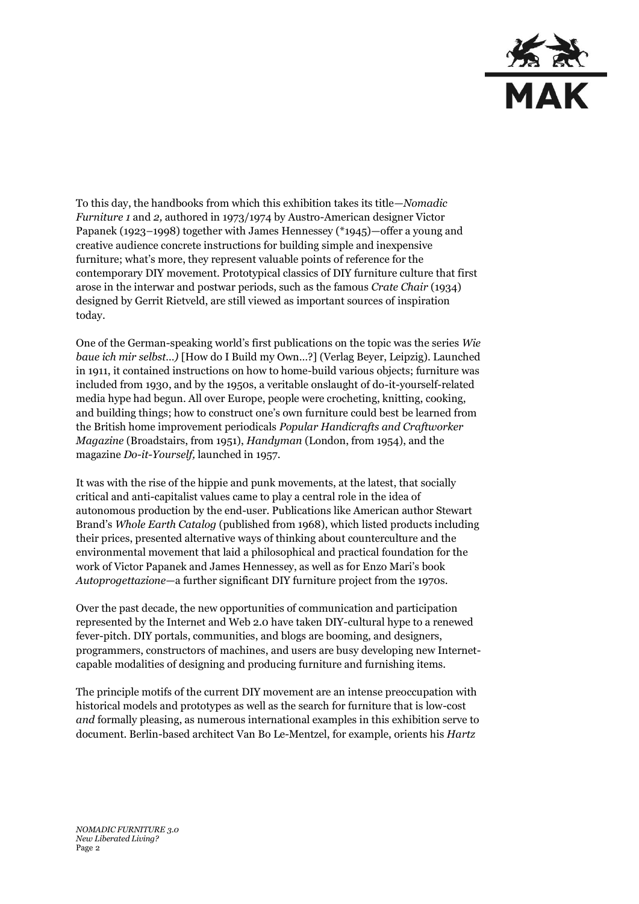To this day, the handbooks from which this exhibition takes its title—*Nomadic Furniture 1* and *2,* authored in 1973/1974 by Austro-American designer Victor Papanek (1923–1998) together with James Hennessey (*1945)—offer a young and creative audience concrete instructions for building simple and inexpensive furniture; what's more, they represent valuable points of reference for the contemporary DIY movement. Prototypical classics of DIY furniture culture that first arose in the interwar and postwar periods, such as the famous *Crate Chair* (1934) designed by Gerrit Rietveld, are still viewed as important sources of inspiration today.

One of the German-speaking world's first publications on the topic was the series *Wie baue ich mir selbst…)* [How do I Build my Own…?] (Verlag Beyer, Leipzig). Launched in 1911, it contained instructions on how to home-build various objects; furniture was included from 1930, and by the 1950s, a veritable onslaught of do-it-yourself-related media hype had begun. All over Europe, people were crocheting, knitting, cooking, and building things; how to construct one's own furniture could best be learned from the British home improvement periodicals *Popular Handicrafts and Craftworker Magazine* (Broadstairs, from 1951), *Handyman* (London, from 1954), and the magazine *Do-it-Yourself,* launched in 1957.

It was with the rise of the hippie and punk movements, at the latest, that socially critical and anti-capitalist values came to play a central role in the idea of autonomous production by the end-user. Publications like American author Stewart Brand's *Whole Earth Catalog* (published from 1968), which listed products including their prices, presented alternative ways of thinking about counterculture and the environmental movement that laid a philosophical and practical foundation for the work of Victor Papanek and James Hennessey, as well as for Enzo Mari's book *Autoprogettazione*—a further significant DIY furniture project from the 1970s.

Over the past decade, the new opportunities of communication and participation represented by the Internet and Web 2.0 have taken DIY-cultural hype to a renewed fever-pitch. DIY portals, communities, and blogs are booming, and designers, programmers, constructors of machines, and users are busy developing new Internet-capable modalities of designing and producing furniture and furnishing items.

The principle motifs of the current DIY movement are an intense preoccupation with historical models and prototypes as well as the search for furniture that is low-cost *and* formally pleasing, as numerous international examples in this exhibition serve to document. Berlin-based architect Van Bo Le-Mentzel, for example, orients his *Hartz*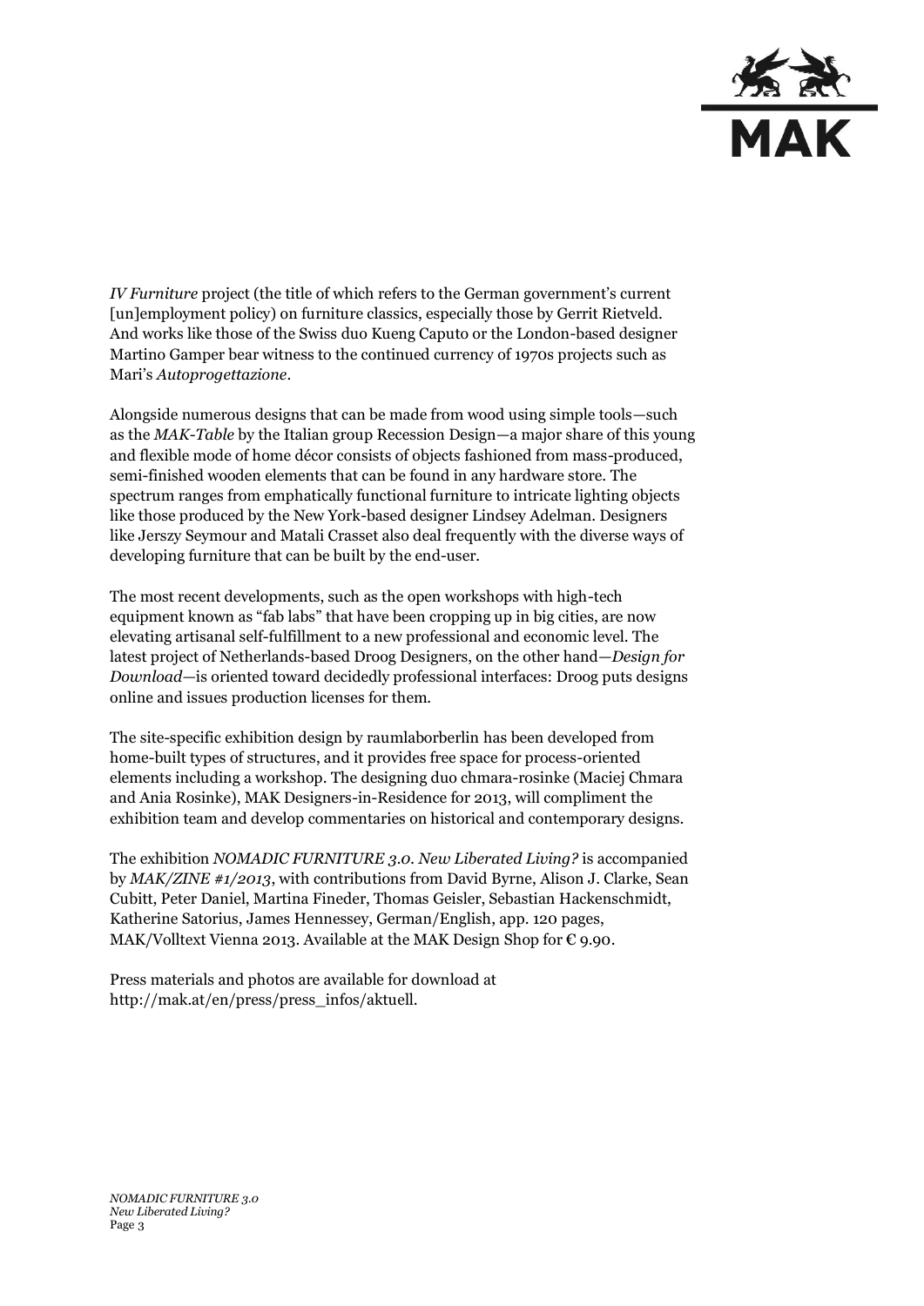*IV Furniture* project (the title of which refers to the German government's current [un]employment policy) on furniture classics, especially those by Gerrit Rietveld. And works like those of the Swiss duo Kueng Caputo or the London-based designer Martino Gamper bear witness to the continued currency of 1970s projects such as Mari's *Autoprogettazione*.

Alongside numerous designs that can be made from wood using simple tools—such as the *MAK-Table* by the Italian group Recession Design—a major share of this young and flexible mode of home décor consists of objects fashioned from mass-produced, semi-finished wooden elements that can be found in any hardware store. The spectrum ranges from emphatically functional furniture to intricate lighting objects like those produced by the New York-based designer Lindsey Adelman. Designers like Jerszy Seymour and Matali Crasset also deal frequently with the diverse ways of developing furniture that can be built by the end-user.

The most recent developments, such as the open workshops with high-tech equipment known as "fab labs" that have been cropping up in big cities, are now elevating artisanal self-fulfillment to a new professional and economic level. The latest project of Netherlands-based Droog Designers, on the other hand—*Design for Download*—is oriented toward decidedly professional interfaces: Droog puts designs online and issues production licenses for them.

The site-specific exhibition design by raumlaborberlin has been developed from home-built types of structures, and it provides free space for process-oriented elements including a workshop. The designing duo chmara-rosinke (Maciej Chmara and Ania Rosinke), MAK Designers-in-Residence for 2013, will compliment the exhibition team and develop commentaries on historical and contemporary designs.

The exhibition *NOMADIC FURNITURE 3.0. New Liberated Living?* is accompanied by *MAK/ZINE #1/2013*, with contributions from David Byrne, Alison J. Clarke, Sean Cubitt, Peter Daniel, Martina Fineder, Thomas Geisler, Sebastian Hackenschmidt, Katherine Satorius, James Hennessey, German/English, app. 120 pages, MAK/Volltext Vienna 2013. Available at the MAK Design Shop for € 9.90.

Press materials and photos are available for download at http://mak.at/en/press/press_infos/aktuell.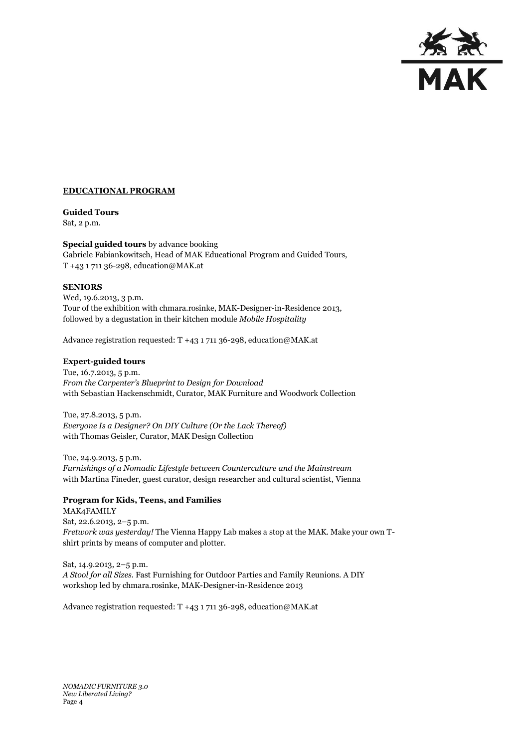## EDUCATIONAL PROGRAM

**Guided Tours**
Sat, 2 p.m.

**Special guided tours** by advance booking
Gabriele Fabiankowitsch, Head of MAK Educational Program and Guided Tours,
T +43 1 711 36-298, education@MAK.at

**SENIORS**
Wed, 19.6.2013, 3 p.m.
Tour of the exhibition with chmara.rosinke, MAK-Designer-in-Residence 2013,
followed by a degustation in their kitchen module *Mobile Hospitality*

Advance registration requested: T +43 1 711 36-298, education@MAK.at

**Expert-guided tours**
Tue, 16.7.2013, 5 p.m.
*From the Carpenter's Blueprint to Design for Download*
with Sebastian Hackenschmidt, Curator, MAK Furniture and Woodwork Collection

Tue, 27.8.2013, 5 p.m.
*Everyone Is a Designer? On DIY Culture (Or the Lack Thereof)*
with Thomas Geisler, Curator, MAK Design Collection

Tue, 24.9.2013, 5 p.m.
*Furnishings of a Nomadic Lifestyle between Counterculture and the Mainstream*
with Martina Fineder, guest curator, design researcher and cultural scientist, Vienna

**Program for Kids, Teens, and Families**
MAK4FAMILY
Sat, 22.6.2013, 2–5 p.m.
*Fretwork was yesterday!* The Vienna Happy Lab makes a stop at the MAK. Make your own T-shirt prints by means of computer and plotter.

Sat, 14.9.2013, 2–5 p.m.
*A Stool for all Sizes.* Fast Furnishing for Outdoor Parties and Family Reunions. A DIY workshop led by chmara.rosinke, MAK-Designer-in-Residence 2013

Advance registration requested: T +43 1 711 36-298, education@MAK.at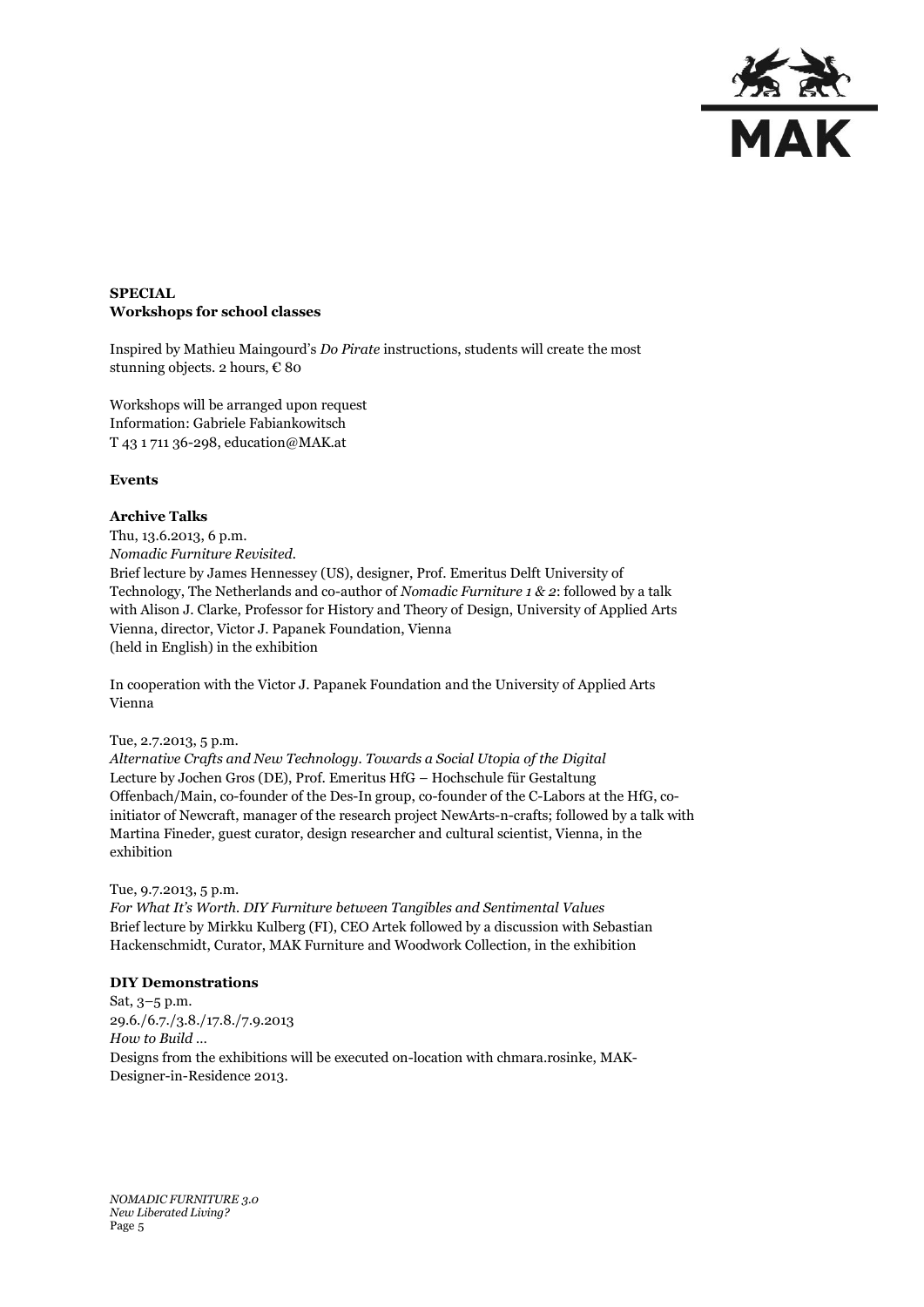**SPECIAL**
**Workshops for school classes**

Inspired by Mathieu Maingourd's *Do Pirate* instructions, students will create the most stunning objects. 2 hours, € 80

Workshops will be arranged upon request
Information: Gabriele Fabiankowitsch
T 43 1 711 36-298, education@MAK.at

**Events**

**Archive Talks**

Thu, 13.6.2013, 6 p.m.
*Nomadic Furniture Revisited.*
Brief lecture by James Hennessey (US), designer, Prof. Emeritus Delft University of Technology, The Netherlands and co-author of *Nomadic Furniture 1 & 2*: followed by a talk with Alison J. Clarke, Professor for History and Theory of Design, University of Applied Arts Vienna, director, Victor J. Papanek Foundation, Vienna
(held in English) in the exhibition

In cooperation with the Victor J. Papanek Foundation and the University of Applied Arts Vienna

Tue, 2.7.2013, 5 p.m.
*Alternative Crafts and New Technology. Towards a Social Utopia of the Digital*
Lecture by Jochen Gros (DE), Prof. Emeritus HfG – Hochschule für Gestaltung Offenbach/Main, co-founder of the Des-In group, co-founder of the C-Labors at the HfG, co-initiator of Newcraft, manager of the research project NewArts-n-crafts; followed by a talk with Martina Fineder, guest curator, design researcher and cultural scientist, Vienna, in the exhibition

Tue, 9.7.2013, 5 p.m.
*For What It's Worth. DIY Furniture between Tangibles and Sentimental Values*
Brief lecture by Mirkku Kulberg (FI), CEO Artek followed by a discussion with Sebastian Hackenschmidt, Curator, MAK Furniture and Woodwork Collection, in the exhibition

**DIY Demonstrations**

Sat, 3–5 p.m.
29.6./6.7./3.8./17.8./7.9.2013
*How to Build …*
Designs from the exhibitions will be executed on-location with chmara.rosinke, MAK-Designer-in-Residence 2013.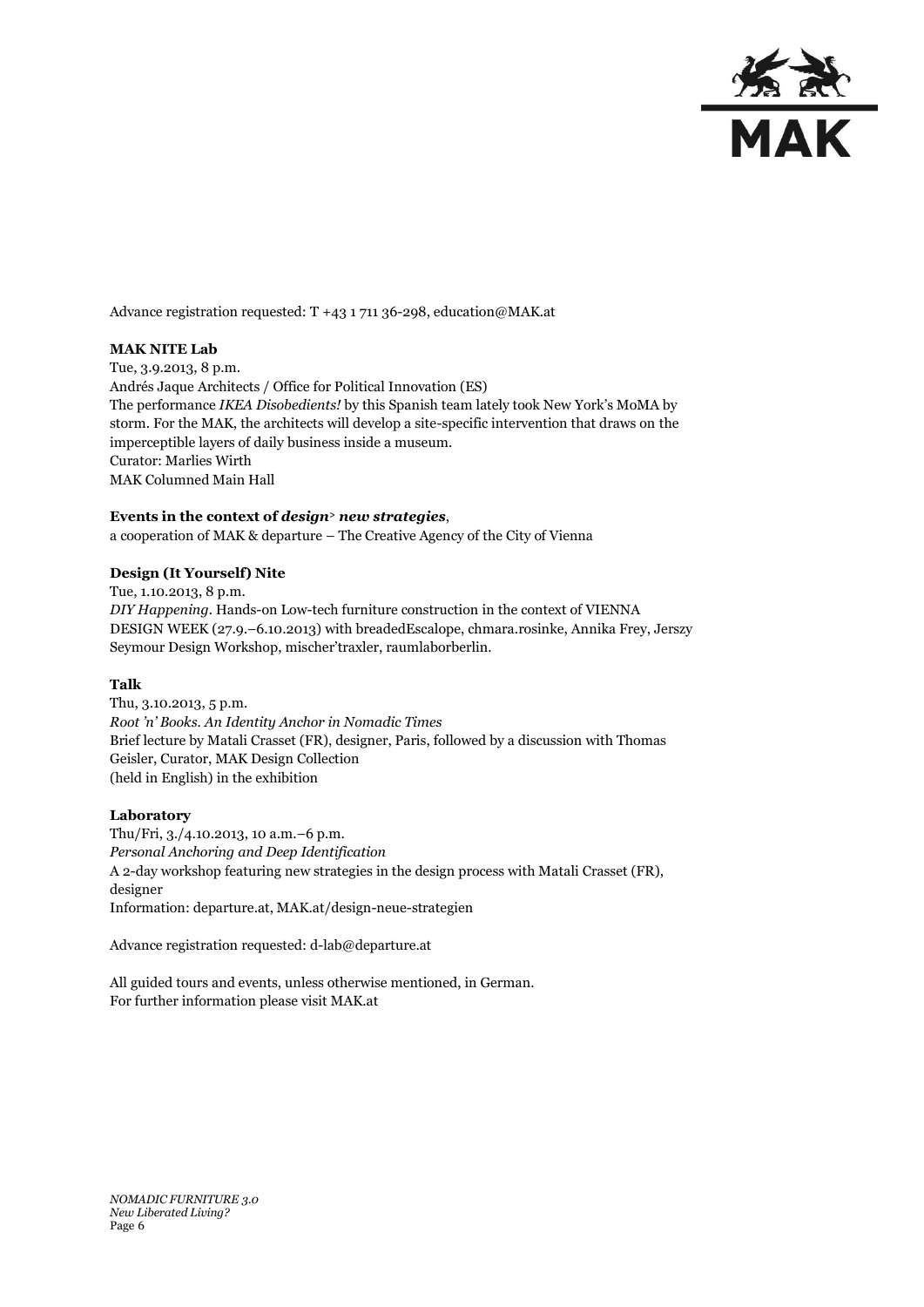Advance registration requested: T +43 1 711 36-298, education@MAK.at

**MAK NITE Lab**

Tue, 3.9.2013, 8 p.m.
Andrés Jaque Architects / Office for Political Innovation (ES)
The performance *IKEA Disobedients!* by this Spanish team lately took New York's MoMA by storm. For the MAK, the architects will develop a site-specific intervention that draws on the imperceptible layers of daily business inside a museum.
Curator: Marlies Wirth
MAK Columned Main Hall

**Events in the context of *design> new strategies*,**
a cooperation of MAK & departure – The Creative Agency of the City of Vienna

**Design (It Yourself) Nite**

Tue, 1.10.2013, 8 p.m.
*DIY Happening*. Hands-on Low-tech furniture construction in the context of VIENNA DESIGN WEEK (27.9.–6.10.2013) with breadedEscalope, chmara.rosinke, Annika Frey, Jerszy Seymour Design Workshop, mischer'traxler, raumlaborberlin.

**Talk**

Thu, 3.10.2013, 5 p.m.
*Root 'n' Books. An Identity Anchor in Nomadic Times*
Brief lecture by Matali Crasset (FR), designer, Paris, followed by a discussion with Thomas Geisler, Curator, MAK Design Collection
(held in English) in the exhibition

**Laboratory**

Thu/Fri, 3./4.10.2013, 10 a.m.–6 p.m.
*Personal Anchoring and Deep Identification*
A 2-day workshop featuring new strategies in the design process with Matali Crasset (FR), designer
Information: departure.at, MAK.at/design-neue-strategien

Advance registration requested: d-lab@departure.at

All guided tours and events, unless otherwise mentioned, in German.
For further information please visit MAK.at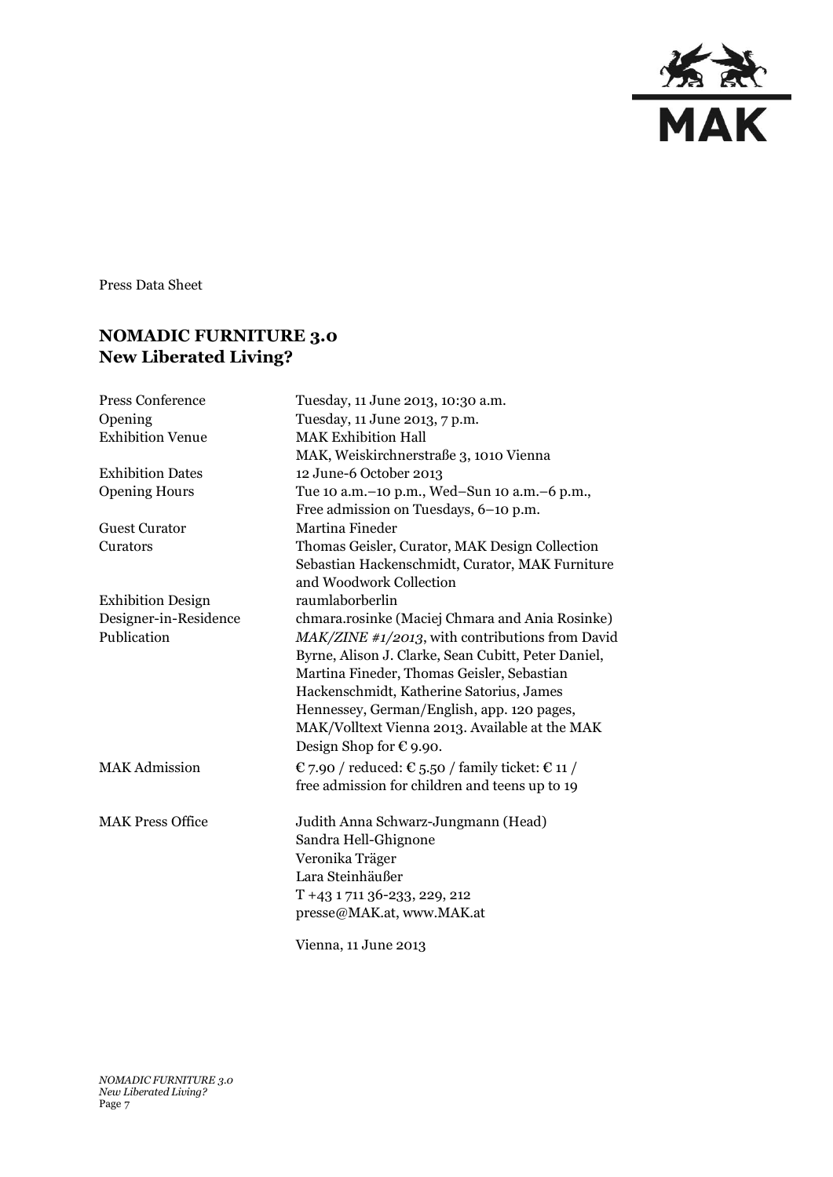Press Data Sheet

## NOMADIC FURNITURE 3.0
## New Liberated Living?

| | |
|---|---|
| Press Conference | Tuesday, 11 June 2013, 10:30 a.m. |
| Opening | Tuesday, 11 June 2013, 7 p.m. |
| Exhibition Venue | MAK Exhibition Hall<br>MAK, Weiskirchnerstraße 3, 1010 Vienna |
| Exhibition Dates | 12 June-6 October 2013 |
| Opening Hours | Tue 10 a.m.–10 p.m., Wed–Sun 10 a.m.–6 p.m.,<br>Free admission on Tuesdays, 6–10 p.m. |
| Guest Curator | Martina Fineder |
| Curators | Thomas Geisler, Curator, MAK Design Collection<br>Sebastian Hackenschmidt, Curator, MAK Furniture and Woodwork Collection |
| Exhibition Design | raumlaborberlin |
| Designer-in-Residence | chmara.rosinke (Maciej Chmara and Ania Rosinke) |
| Publication | *MAK/ZINE #1/2013*, with contributions from David Byrne, Alison J. Clarke, Sean Cubitt, Peter Daniel, Martina Fineder, Thomas Geisler, Sebastian Hackenschmidt, Katherine Satorius, James Hennessey, German/English, app. 120 pages, MAK/Volltext Vienna 2013. Available at the MAK Design Shop for € 9.90. |
| MAK Admission | € 7.90 / reduced: € 5.50 / family ticket: € 11 / free admission for children and teens up to 19 |
| MAK Press Office | Judith Anna Schwarz-Jungmann (Head)<br>Sandra Hell-Ghignone<br>Veronika Träger<br>Lara Steinhäußer<br>T +43 1 711 36-233, 229, 212<br>presse@MAK.at, www.MAK.at |

Vienna, 11 June 2013